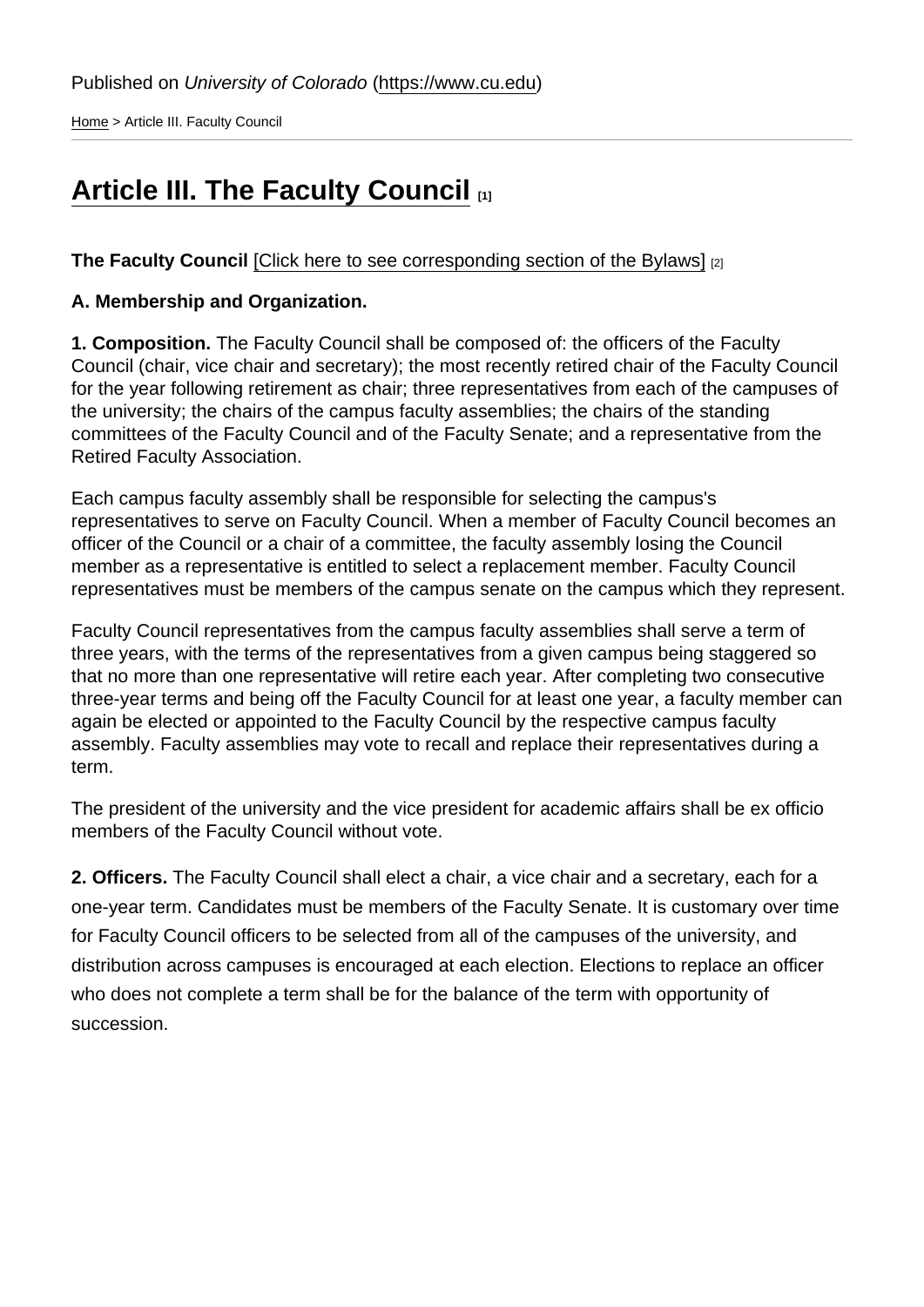Published on *University of Colorado* (https://www.cu.edu)

Home > Article III. Faculty Council

# Article III. The Faculty Council [1]

**The Faculty Council** [Click here to see corresponding section of the Bylaws] [2]

**A. Membership and Organization.**

**1. Composition.** The Faculty Council shall be composed of: the officers of the Faculty Council (chair, vice chair and secretary); the most recently retired chair of the Faculty Council for the year following retirement as chair; three representatives from each of the campuses of the university; the chairs of the campus faculty assemblies; the chairs of the standing committees of the Faculty Council and of the Faculty Senate; and a representative from the Retired Faculty Association.

Each campus faculty assembly shall be responsible for selecting the campus's representatives to serve on Faculty Council. When a member of Faculty Council becomes an officer of the Council or a chair of a committee, the faculty assembly losing the Council member as a representative is entitled to select a replacement member. Faculty Council representatives must be members of the campus senate on the campus which they represent.

Faculty Council representatives from the campus faculty assemblies shall serve a term of three years, with the terms of the representatives from a given campus being staggered so that no more than one representative will retire each year. After completing two consecutive three-year terms and being off the Faculty Council for at least one year, a faculty member can again be elected or appointed to the Faculty Council by the respective campus faculty assembly. Faculty assemblies may vote to recall and replace their representatives during a term.

The president of the university and the vice president for academic affairs shall be ex officio members of the Faculty Council without vote.

**2. Officers.** The Faculty Council shall elect a chair, a vice chair and a secretary, each for a one-year term. Candidates must be members of the Faculty Senate. It is customary over time for Faculty Council officers to be selected from all of the campuses of the university, and distribution across campuses is encouraged at each election. Elections to replace an officer who does not complete a term shall be for the balance of the term with opportunity of succession.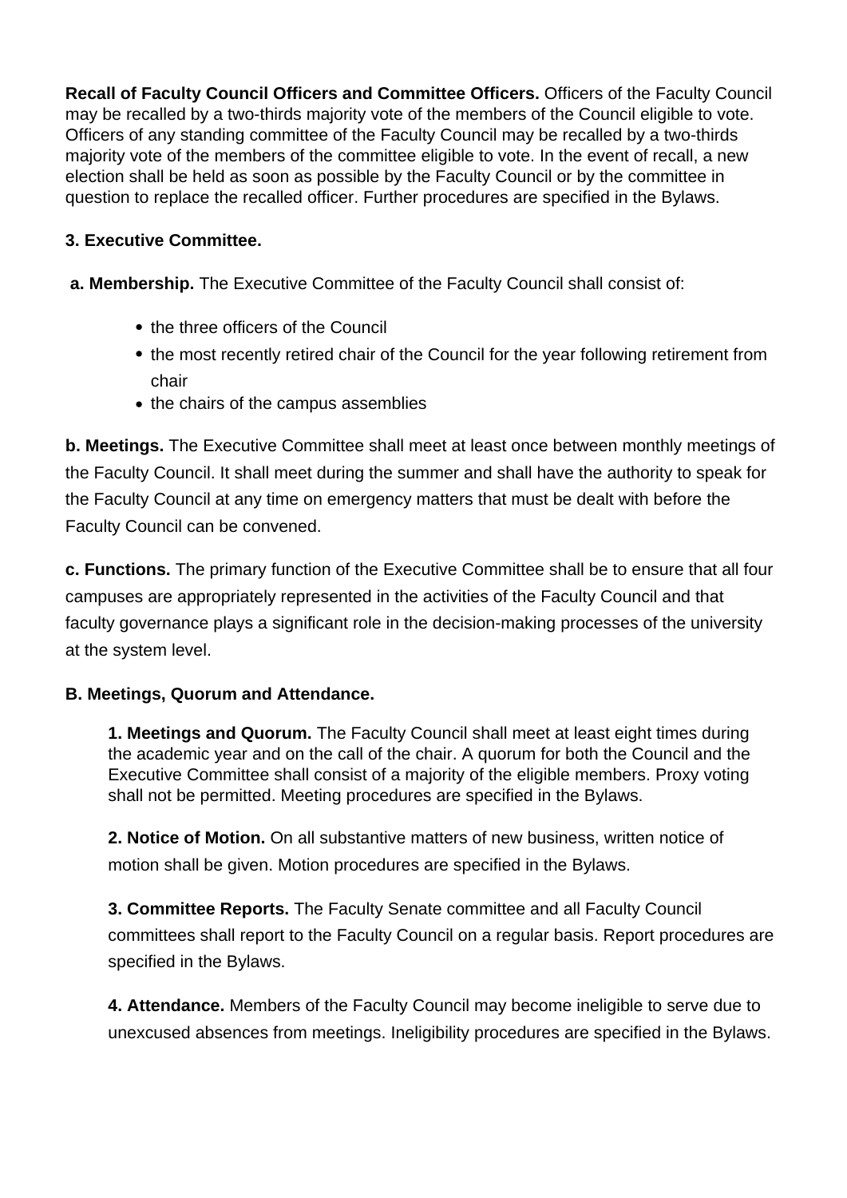**Recall of Faculty Council Officers and Committee Officers.** Officers of the Faculty Council may be recalled by a two-thirds majority vote of the members of the Council eligible to vote. Officers of any standing committee of the Faculty Council may be recalled by a two-thirds majority vote of the members of the committee eligible to vote. In the event of recall, a new election shall be held as soon as possible by the Faculty Council or by the committee in question to replace the recalled officer. Further procedures are specified in the Bylaws.

**3. Executive Committee.**

**a. Membership.** The Executive Committee of the Faculty Council shall consist of:

- the three officers of the Council
- the most recently retired chair of the Council for the year following retirement from chair
- the chairs of the campus assemblies

**b. Meetings.** The Executive Committee shall meet at least once between monthly meetings of the Faculty Council. It shall meet during the summer and shall have the authority to speak for the Faculty Council at any time on emergency matters that must be dealt with before the Faculty Council can be convened.

**c. Functions.** The primary function of the Executive Committee shall be to ensure that all four campuses are appropriately represented in the activities of the Faculty Council and that faculty governance plays a significant role in the decision-making processes of the university at the system level.

**B. Meetings, Quorum and Attendance.**

**1. Meetings and Quorum.** The Faculty Council shall meet at least eight times during the academic year and on the call of the chair. A quorum for both the Council and the Executive Committee shall consist of a majority of the eligible members. Proxy voting shall not be permitted. Meeting procedures are specified in the Bylaws.

**2. Notice of Motion.** On all substantive matters of new business, written notice of motion shall be given. Motion procedures are specified in the Bylaws.

**3. Committee Reports.** The Faculty Senate committee and all Faculty Council committees shall report to the Faculty Council on a regular basis. Report procedures are specified in the Bylaws.

**4. Attendance.** Members of the Faculty Council may become ineligible to serve due to unexcused absences from meetings. Ineligibility procedures are specified in the Bylaws.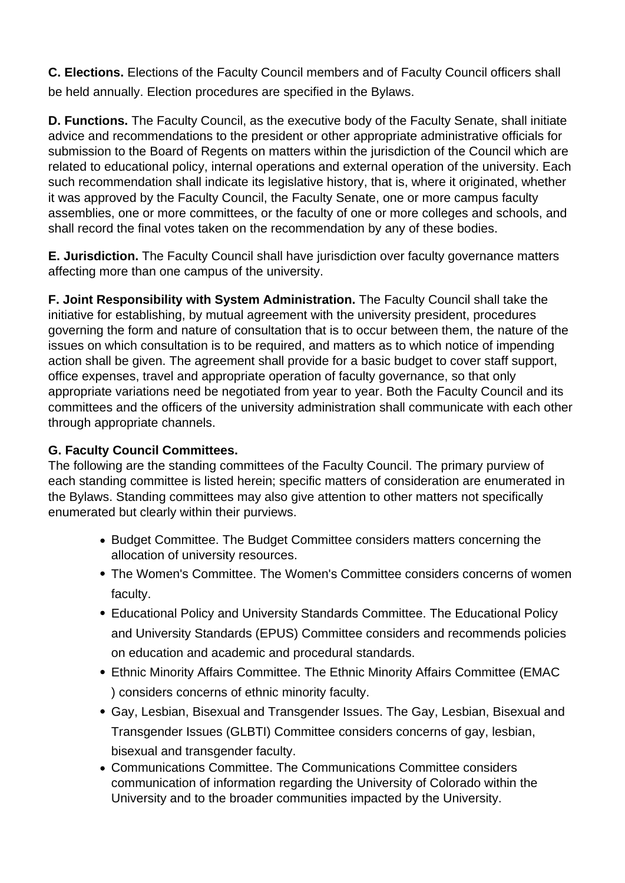**C. Elections.** Elections of the Faculty Council members and of Faculty Council officers shall be held annually. Election procedures are specified in the Bylaws.

**D. Functions.** The Faculty Council, as the executive body of the Faculty Senate, shall initiate advice and recommendations to the president or other appropriate administrative officials for submission to the Board of Regents on matters within the jurisdiction of the Council which are related to educational policy, internal operations and external operation of the university. Each such recommendation shall indicate its legislative history, that is, where it originated, whether it was approved by the Faculty Council, the Faculty Senate, one or more campus faculty assemblies, one or more committees, or the faculty of one or more colleges and schools, and shall record the final votes taken on the recommendation by any of these bodies.

**E. Jurisdiction.** The Faculty Council shall have jurisdiction over faculty governance matters affecting more than one campus of the university.

**F. Joint Responsibility with System Administration.** The Faculty Council shall take the initiative for establishing, by mutual agreement with the university president, procedures governing the form and nature of consultation that is to occur between them, the nature of the issues on which consultation is to be required, and matters as to which notice of impending action shall be given. The agreement shall provide for a basic budget to cover staff support, office expenses, travel and appropriate operation of faculty governance, so that only appropriate variations need be negotiated from year to year. Both the Faculty Council and its committees and the officers of the university administration shall communicate with each other through appropriate channels.

**G. Faculty Council Committees.**
The following are the standing committees of the Faculty Council. The primary purview of each standing committee is listed herein; specific matters of consideration are enumerated in the Bylaws. Standing committees may also give attention to other matters not specifically enumerated but clearly within their purviews.

- Budget Committee. The Budget Committee considers matters concerning the allocation of university resources.
- The Women's Committee. The Women's Committee considers concerns of women faculty.
- Educational Policy and University Standards Committee. The Educational Policy and University Standards (EPUS) Committee considers and recommends policies on education and academic and procedural standards.
- Ethnic Minority Affairs Committee. The Ethnic Minority Affairs Committee (EMAC ) considers concerns of ethnic minority faculty.
- Gay, Lesbian, Bisexual and Transgender Issues. The Gay, Lesbian, Bisexual and Transgender Issues (GLBTI) Committee considers concerns of gay, lesbian, bisexual and transgender faculty.
- Communications Committee. The Communications Committee considers communication of information regarding the University of Colorado within the University and to the broader communities impacted by the University.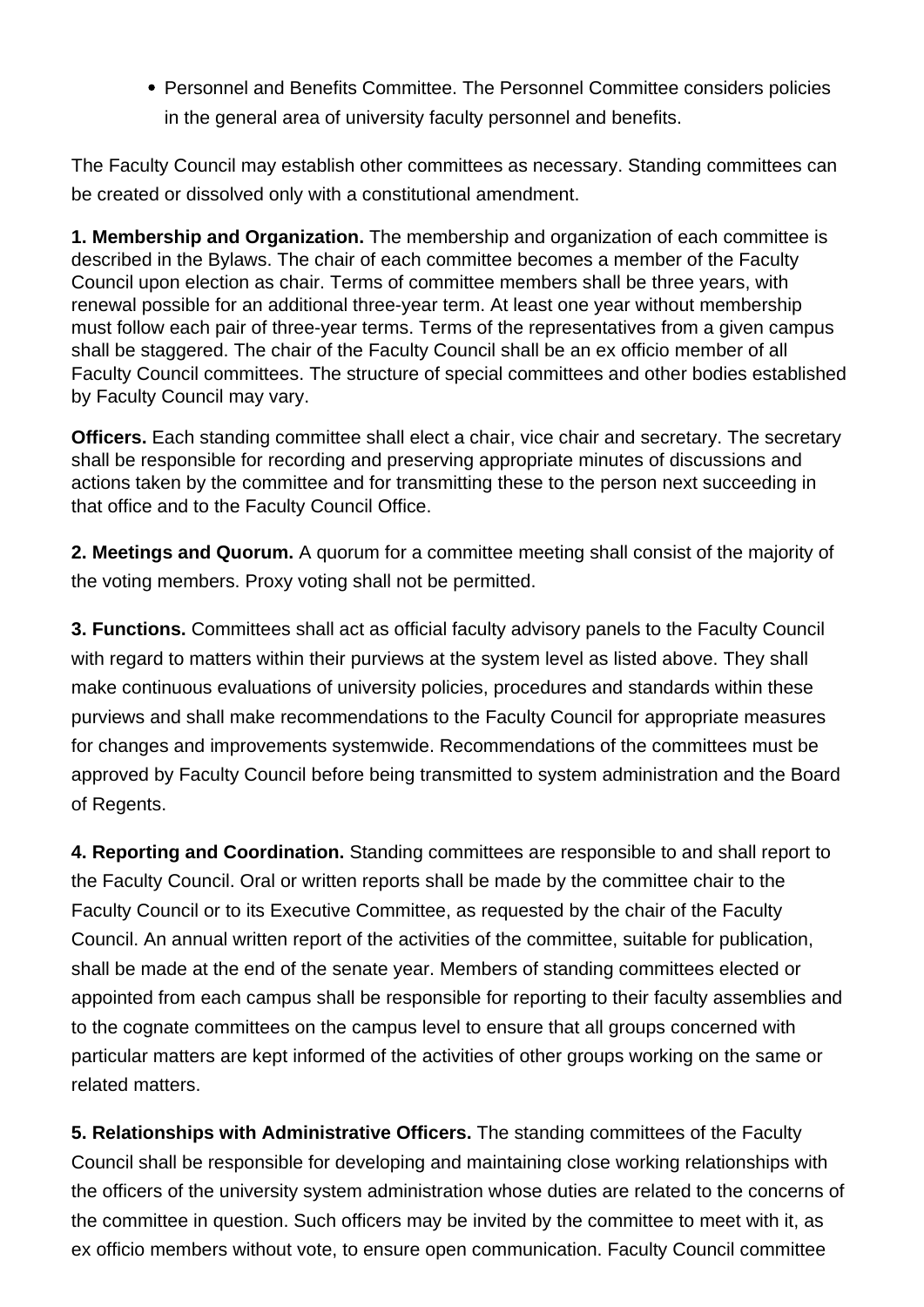- Personnel and Benefits Committee. The Personnel Committee considers policies in the general area of university faculty personnel and benefits.

The Faculty Council may establish other committees as necessary. Standing committees can be created or dissolved only with a constitutional amendment.

**1. Membership and Organization.** The membership and organization of each committee is described in the Bylaws. The chair of each committee becomes a member of the Faculty Council upon election as chair. Terms of committee members shall be three years, with renewal possible for an additional three-year term. At least one year without membership must follow each pair of three-year terms. Terms of the representatives from a given campus shall be staggered. The chair of the Faculty Council shall be an ex officio member of all Faculty Council committees. The structure of special committees and other bodies established by Faculty Council may vary.

**Officers.** Each standing committee shall elect a chair, vice chair and secretary. The secretary shall be responsible for recording and preserving appropriate minutes of discussions and actions taken by the committee and for transmitting these to the person next succeeding in that office and to the Faculty Council Office.

**2. Meetings and Quorum.** A quorum for a committee meeting shall consist of the majority of the voting members. Proxy voting shall not be permitted.

**3. Functions.** Committees shall act as official faculty advisory panels to the Faculty Council with regard to matters within their purviews at the system level as listed above. They shall make continuous evaluations of university policies, procedures and standards within these purviews and shall make recommendations to the Faculty Council for appropriate measures for changes and improvements systemwide. Recommendations of the committees must be approved by Faculty Council before being transmitted to system administration and the Board of Regents.

**4. Reporting and Coordination.** Standing committees are responsible to and shall report to the Faculty Council. Oral or written reports shall be made by the committee chair to the Faculty Council or to its Executive Committee, as requested by the chair of the Faculty Council. An annual written report of the activities of the committee, suitable for publication, shall be made at the end of the senate year. Members of standing committees elected or appointed from each campus shall be responsible for reporting to their faculty assemblies and to the cognate committees on the campus level to ensure that all groups concerned with particular matters are kept informed of the activities of other groups working on the same or related matters.

**5. Relationships with Administrative Officers.** The standing committees of the Faculty Council shall be responsible for developing and maintaining close working relationships with the officers of the university system administration whose duties are related to the concerns of the committee in question. Such officers may be invited by the committee to meet with it, as ex officio members without vote, to ensure open communication. Faculty Council committee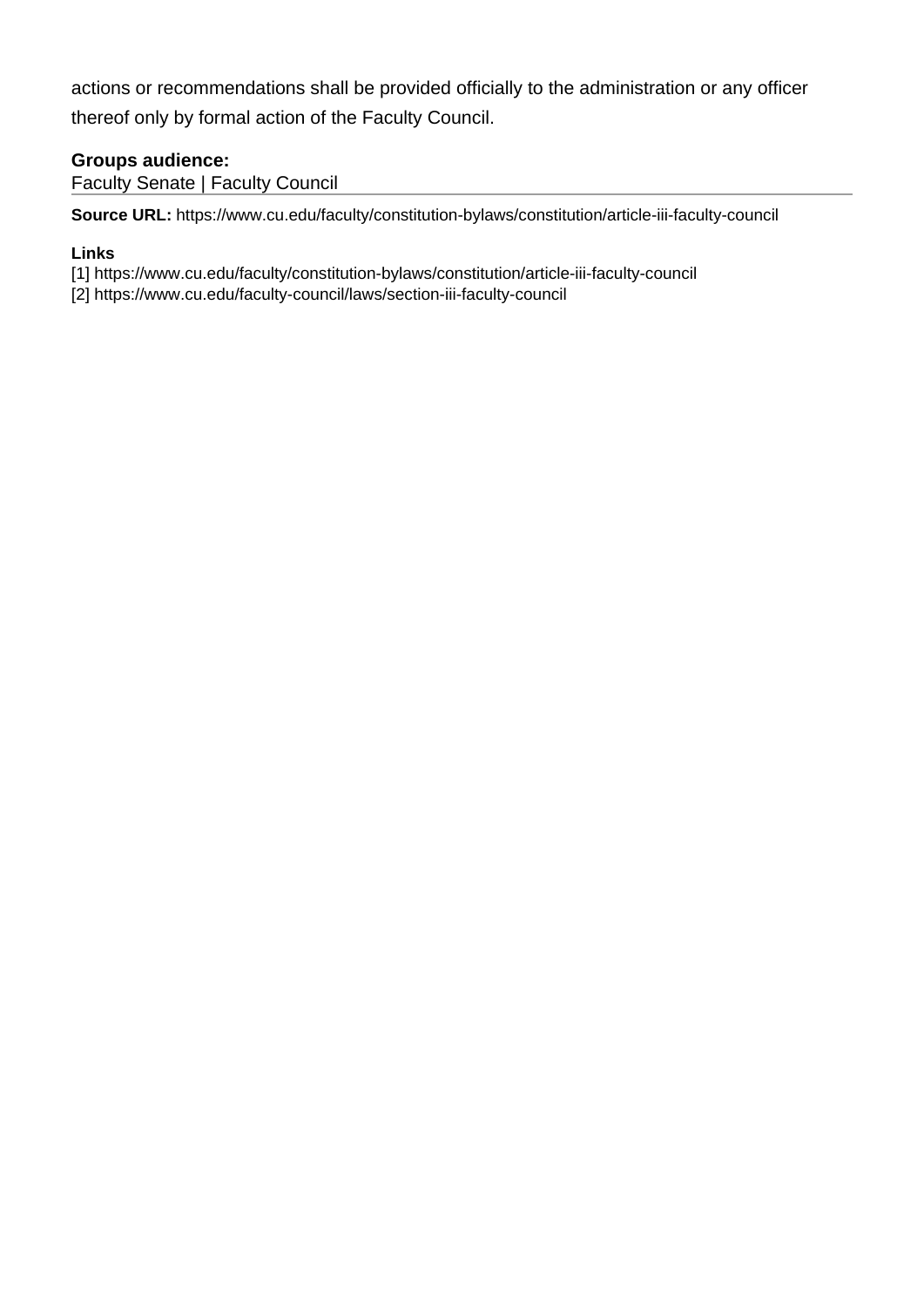actions or recommendations shall be provided officially to the administration or any officer thereof only by formal action of the Faculty Council.

**Groups audience:**
Faculty Senate | Faculty Council

**Source URL:** https://www.cu.edu/faculty/constitution-bylaws/constitution/article-iii-faculty-council

**Links**
[1] https://www.cu.edu/faculty/constitution-bylaws/constitution/article-iii-faculty-council
[2] https://www.cu.edu/faculty-council/laws/section-iii-faculty-council